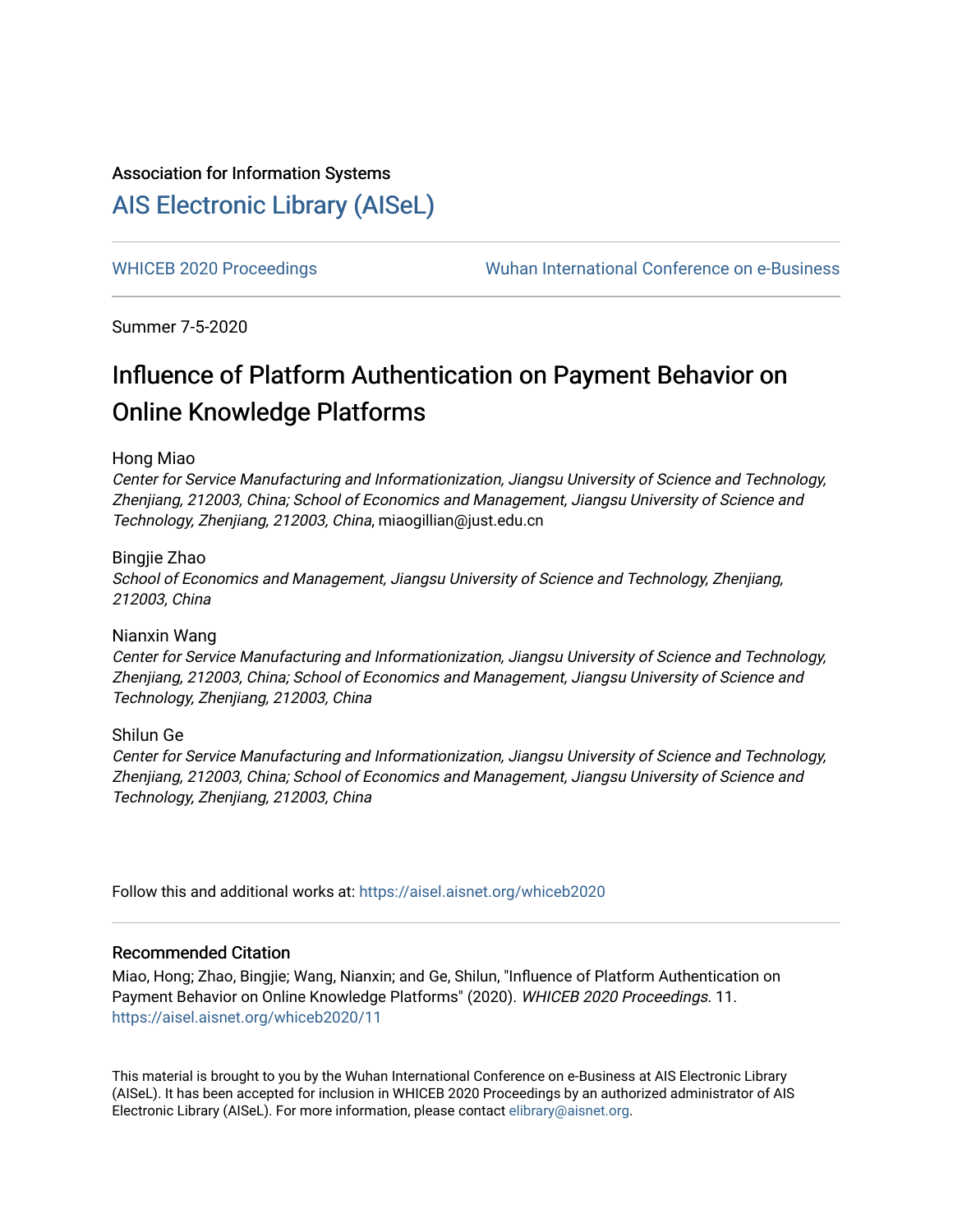Association for Information Systems

# AIS Electronic Library (AISeL)

WHICEB 2020 Proceedings | Wuhan International Conference on e-Business

Summer 7-5-2020

## Influence of Platform Authentication on Payment Behavior on Online Knowledge Platforms

Hong Miao

*Center for Service Manufacturing and Informationization, Jiangsu University of Science and Technology, Zhenjiang, 212003, China; School of Economics and Management, Jiangsu University of Science and Technology, Zhenjiang, 212003, China*, miaogillian@just.edu.cn

Bingjie Zhao

*School of Economics and Management, Jiangsu University of Science and Technology, Zhenjiang, 212003, China*

Nianxin Wang

*Center for Service Manufacturing and Informationization, Jiangsu University of Science and Technology, Zhenjiang, 212003, China; School of Economics and Management, Jiangsu University of Science and Technology, Zhenjiang, 212003, China*

Shilun Ge

*Center for Service Manufacturing and Informationization, Jiangsu University of Science and Technology, Zhenjiang, 212003, China; School of Economics and Management, Jiangsu University of Science and Technology, Zhenjiang, 212003, China*

Follow this and additional works at: https://aisel.aisnet.org/whiceb2020

### Recommended Citation

Miao, Hong; Zhao, Bingjie; Wang, Nianxin; and Ge, Shilun, "Influence of Platform Authentication on Payment Behavior on Online Knowledge Platforms" (2020). *WHICEB 2020 Proceedings*. 11.
https://aisel.aisnet.org/whiceb2020/11

This material is brought to you by the Wuhan International Conference on e-Business at AIS Electronic Library (AISeL). It has been accepted for inclusion in WHICEB 2020 Proceedings by an authorized administrator of AIS Electronic Library (AISeL). For more information, please contact elibrary@aisnet.org.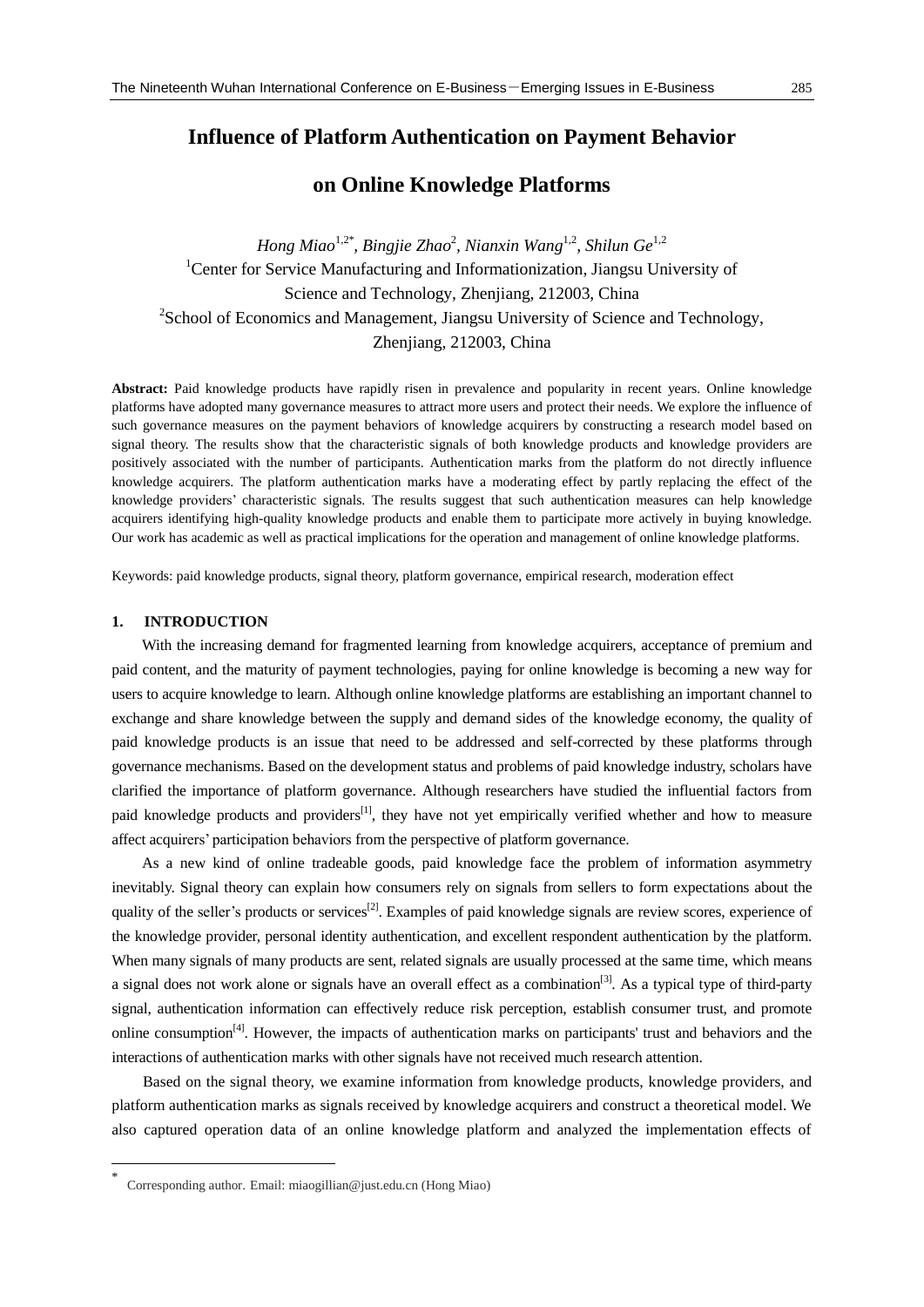# Influence of Platform Authentication on Payment Behavior on Online Knowledge Platforms

*Hong Miao*[1,2*], *Bingjie Zhao*[2], *Nianxin Wang*[1,2], *Shilun Ge*[1,2]

[1]Center for Service Manufacturing and Informationization, Jiangsu University of Science and Technology, Zhenjiang, 212003, China

[2]School of Economics and Management, Jiangsu University of Science and Technology, Zhenjiang, 212003, China

**Abstract:** Paid knowledge products have rapidly risen in prevalence and popularity in recent years. Online knowledge platforms have adopted many governance measures to attract more users and protect their needs. We explore the influence of such governance measures on the payment behaviors of knowledge acquirers by constructing a research model based on signal theory. The results show that the characteristic signals of both knowledge products and knowledge providers are positively associated with the number of participants. Authentication marks from the platform do not directly influence knowledge acquirers. The platform authentication marks have a moderating effect by partly replacing the effect of the knowledge providers' characteristic signals. The results suggest that such authentication measures can help knowledge acquirers identifying high-quality knowledge products and enable them to participate more actively in buying knowledge. Our work has academic as well as practical implications for the operation and management of online knowledge platforms.

Keywords: paid knowledge products, signal theory, platform governance, empirical research, moderation effect

## 1. INTRODUCTION

With the increasing demand for fragmented learning from knowledge acquirers, acceptance of premium and paid content, and the maturity of payment technologies, paying for online knowledge is becoming a new way for users to acquire knowledge to learn. Although online knowledge platforms are establishing an important channel to exchange and share knowledge between the supply and demand sides of the knowledge economy, the quality of paid knowledge products is an issue that need to be addressed and self-corrected by these platforms through governance mechanisms. Based on the development status and problems of paid knowledge industry, scholars have clarified the importance of platform governance. Although researchers have studied the influential factors from paid knowledge products and providers[1], they have not yet empirically verified whether and how to measure affect acquirers' participation behaviors from the perspective of platform governance.

As a new kind of online tradeable goods, paid knowledge face the problem of information asymmetry inevitably. Signal theory can explain how consumers rely on signals from sellers to form expectations about the quality of the seller's products or services[2]. Examples of paid knowledge signals are review scores, experience of the knowledge provider, personal identity authentication, and excellent respondent authentication by the platform. When many signals of many products are sent, related signals are usually processed at the same time, which means a signal does not work alone or signals have an overall effect as a combination[3]. As a typical type of third-party signal, authentication information can effectively reduce risk perception, establish consumer trust, and promote online consumption[4]. However, the impacts of authentication marks on participants' trust and behaviors and the interactions of authentication marks with other signals have not received much research attention.

Based on the signal theory, we examine information from knowledge products, knowledge providers, and platform authentication marks as signals received by knowledge acquirers and construct a theoretical model. We also captured operation data of an online knowledge platform and analyzed the implementation effects of

* Corresponding author. Email: miaogillian@just.edu.cn (Hong Miao)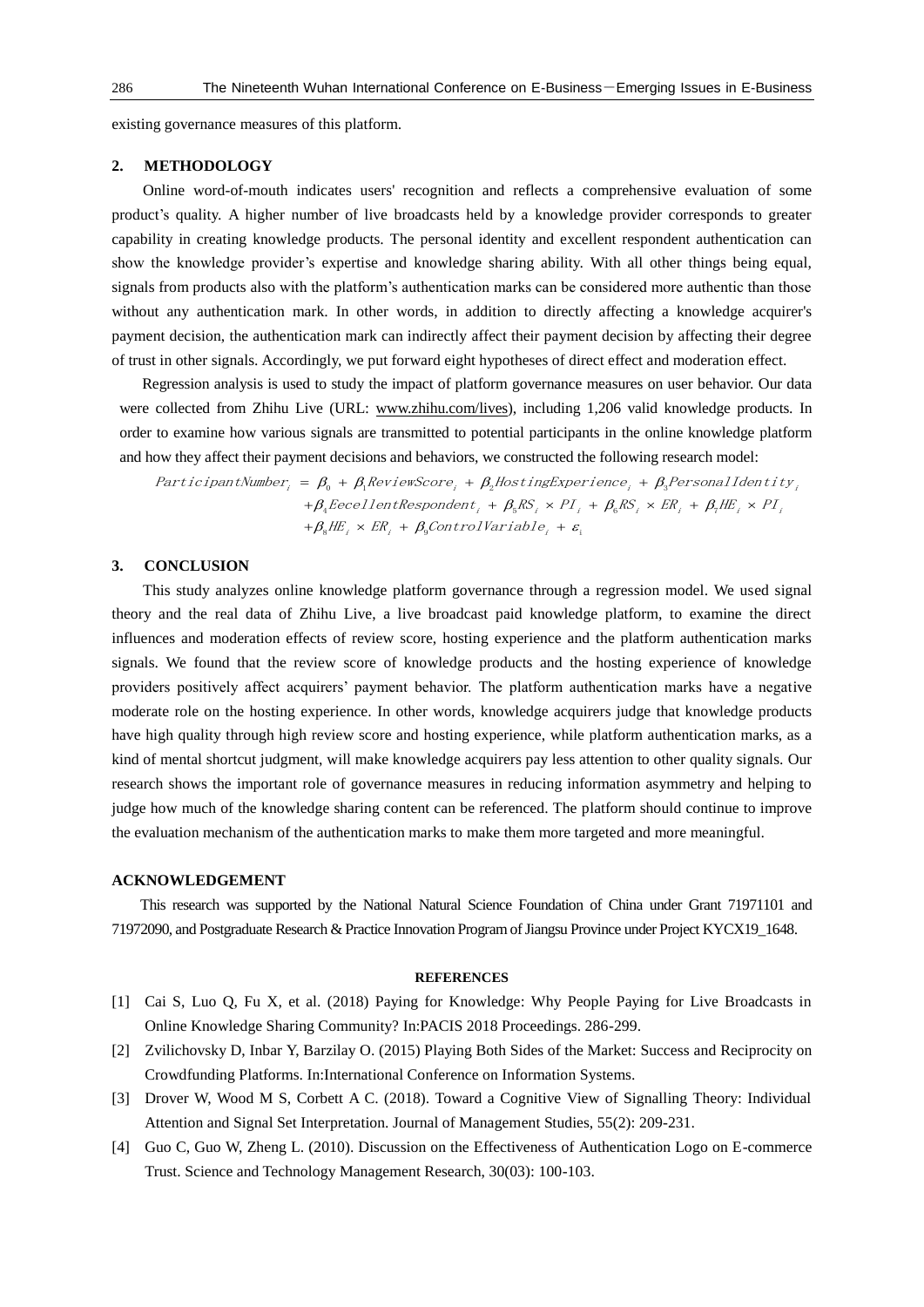existing governance measures of this platform.

## 2. METHODOLOGY

Online word-of-mouth indicates users' recognition and reflects a comprehensive evaluation of some product's quality. A higher number of live broadcasts held by a knowledge provider corresponds to greater capability in creating knowledge products. The personal identity and excellent respondent authentication can show the knowledge provider's expertise and knowledge sharing ability. With all other things being equal, signals from products also with the platform's authentication marks can be considered more authentic than those without any authentication mark. In other words, in addition to directly affecting a knowledge acquirer's payment decision, the authentication mark can indirectly affect their payment decision by affecting their degree of trust in other signals. Accordingly, we put forward eight hypotheses of direct effect and moderation effect.

Regression analysis is used to study the impact of platform governance measures on user behavior. Our data were collected from Zhihu Live (URL: www.zhihu.com/lives), including 1,206 valid knowledge products. In order to examine how various signals are transmitted to potential participants in the online knowledge platform and how they affect their payment decisions and behaviors, we constructed the following research model:

$$
\begin{aligned}
ParticipantNumber_i = {} & \beta_0 + \beta_1 ReviewScore_i + \beta_2 HostingExperience_i + \beta_3 PersonalIdentity_i \\
& + \beta_4 EecellentRespondent_i + \beta_5 RS_i \times PI_i + \beta_6 RS_i \times ER_i + \beta_7 HE_i \times PI_i \\
& + \beta_8 HE_i \times ER_i + \beta_9 ControlVariable_i + \varepsilon_1
\end{aligned}
$$

## 3. CONCLUSION

This study analyzes online knowledge platform governance through a regression model. We used signal theory and the real data of Zhihu Live, a live broadcast paid knowledge platform, to examine the direct influences and moderation effects of review score, hosting experience and the platform authentication marks signals. We found that the review score of knowledge products and the hosting experience of knowledge providers positively affect acquirers' payment behavior. The platform authentication marks have a negative moderate role on the hosting experience. In other words, knowledge acquirers judge that knowledge products have high quality through high review score and hosting experience, while platform authentication marks, as a kind of mental shortcut judgment, will make knowledge acquirers pay less attention to other quality signals. Our research shows the important role of governance measures in reducing information asymmetry and helping to judge how much of the knowledge sharing content can be referenced. The platform should continue to improve the evaluation mechanism of the authentication marks to make them more targeted and more meaningful.

## ACKNOWLEDGEMENT

This research was supported by the National Natural Science Foundation of China under Grant 71971101 and 71972090, and Postgraduate Research & Practice Innovation Program of Jiangsu Province under Project KYCX19_1648.

## REFERENCES

[1] Cai S, Luo Q, Fu X, et al. (2018) Paying for Knowledge: Why People Paying for Live Broadcasts in Online Knowledge Sharing Community? In:PACIS 2018 Proceedings. 286-299.

[2] Zvilichovsky D, Inbar Y, Barzilay O. (2015) Playing Both Sides of the Market: Success and Reciprocity on Crowdfunding Platforms. In:International Conference on Information Systems.

[3] Drover W, Wood M S, Corbett A C. (2018). Toward a Cognitive View of Signalling Theory: Individual Attention and Signal Set Interpretation. Journal of Management Studies, 55(2): 209-231.

[4] Guo C, Guo W, Zheng L. (2010). Discussion on the Effectiveness of Authentication Logo on E-commerce Trust. Science and Technology Management Research, 30(03): 100-103.